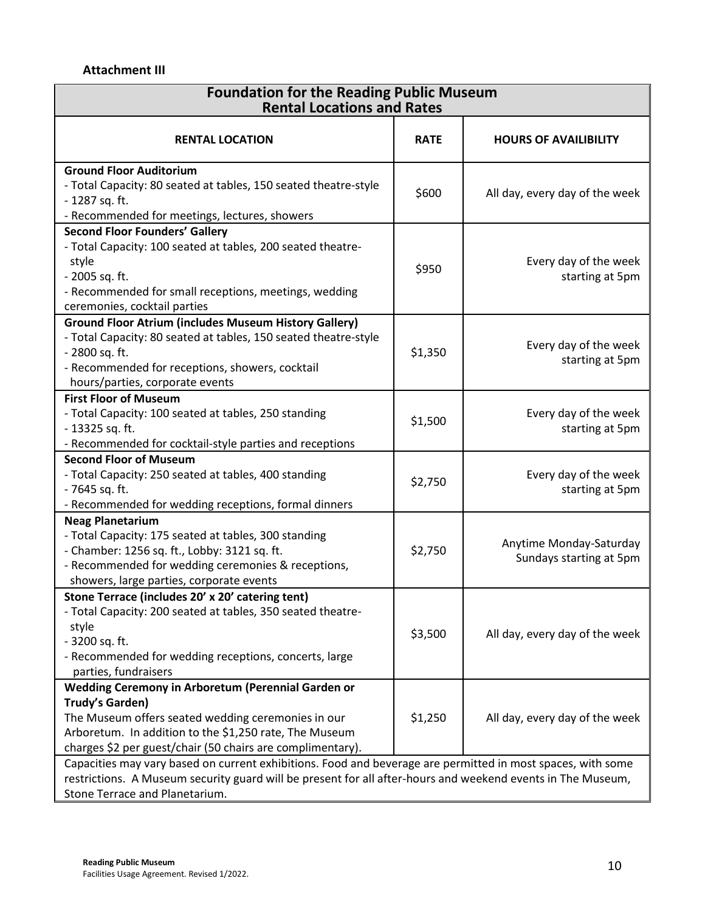**Attachment III**

| Foundation for the Reading Public Museum<br>Rental Locations and Rates | | |
|---|---|---|
| **RENTAL LOCATION** | **RATE** | **HOURS OF AVAILIBILITY** |
| **Ground Floor Auditorium**<br>- Total Capacity: 80 seated at tables, 150 seated theatre-style<br>- 1287 sq. ft.<br>- Recommended for meetings, lectures, showers | $600 | All day, every day of the week |
| **Second Floor Founders' Gallery**<br>- Total Capacity: 100 seated at tables, 200 seated theatre-style<br>- 2005 sq. ft.<br>- Recommended for small receptions, meetings, wedding ceremonies, cocktail parties | $950 | Every day of the week starting at 5pm |
| **Ground Floor Atrium (includes Museum History Gallery)**<br>- Total Capacity: 80 seated at tables, 150 seated theatre-style<br>- 2800 sq. ft.<br>- Recommended for receptions, showers, cocktail hours/parties, corporate events | $1,350 | Every day of the week starting at 5pm |
| **First Floor of Museum**<br>- Total Capacity: 100 seated at tables, 250 standing<br>- 13325 sq. ft.<br>- Recommended for cocktail-style parties and receptions | $1,500 | Every day of the week starting at 5pm |
| **Second Floor of Museum**<br>- Total Capacity: 250 seated at tables, 400 standing<br>- 7645 sq. ft.<br>- Recommended for wedding receptions, formal dinners | $2,750 | Every day of the week starting at 5pm |
| **Neag Planetarium**<br>- Total Capacity: 175 seated at tables, 300 standing<br>- Chamber: 1256 sq. ft., Lobby: 3121 sq. ft.<br>- Recommended for wedding ceremonies & receptions, showers, large parties, corporate events | $2,750 | Anytime Monday-Saturday<br>Sundays starting at 5pm |
| **Stone Terrace (includes 20' x 20' catering tent)**<br>- Total Capacity: 200 seated at tables, 350 seated theatre-style<br>- 3200 sq. ft.<br>- Recommended for wedding receptions, concerts, large parties, fundraisers | $3,500 | All day, every day of the week |
| **Wedding Ceremony in Arboretum (Perennial Garden or Trudy's Garden)**<br>The Museum offers seated wedding ceremonies in our Arboretum. In addition to the $1,250 rate, The Museum charges $2 per guest/chair (50 chairs are complimentary). | $1,250 | All day, every day of the week |
| Capacities may vary based on current exhibitions. Food and beverage are permitted in most spaces, with some restrictions. A Museum security guard will be present for all after-hours and weekend events in The Museum, Stone Terrace and Planetarium. | | |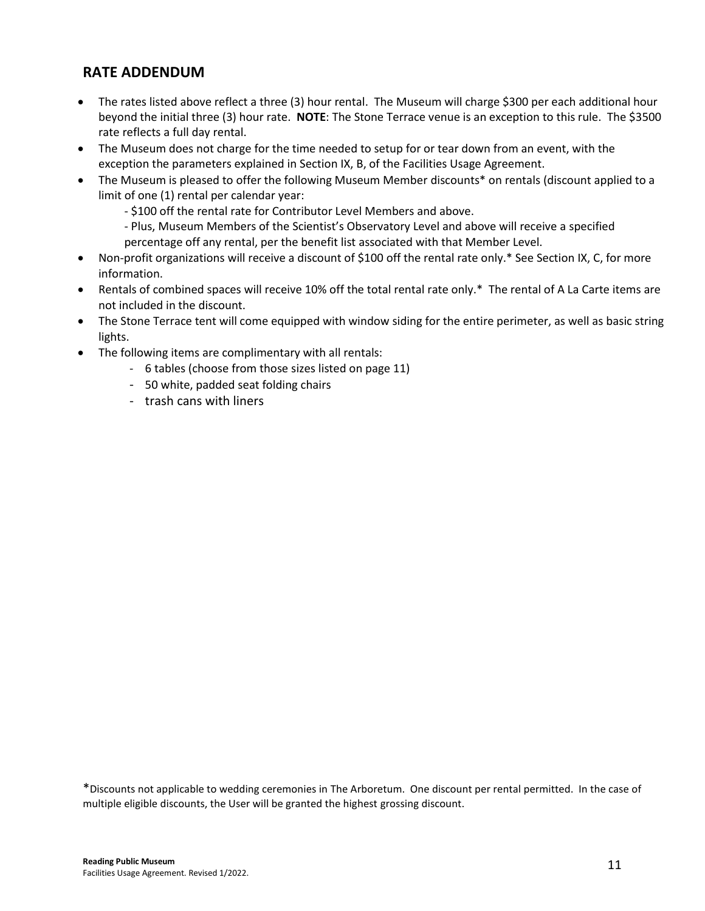## RATE ADDENDUM

- The rates listed above reflect a three (3) hour rental. The Museum will charge $300 per each additional hour beyond the initial three (3) hour rate. **NOTE**: The Stone Terrace venue is an exception to this rule. The $3500 rate reflects a full day rental.
- The Museum does not charge for the time needed to setup for or tear down from an event, with the exception the parameters explained in Section IX, B, of the Facilities Usage Agreement.
- The Museum is pleased to offer the following Museum Member discounts* on rentals (discount applied to a limit of one (1) rental per calendar year:
  - $100 off the rental rate for Contributor Level Members and above.
  - Plus, Museum Members of the Scientist's Observatory Level and above will receive a specified percentage off any rental, per the benefit list associated with that Member Level.
- Non-profit organizations will receive a discount of $100 off the rental rate only.* See Section IX, C, for more information.
- Rentals of combined spaces will receive 10% off the total rental rate only.* The rental of A La Carte items are not included in the discount.
- The Stone Terrace tent will come equipped with window siding for the entire perimeter, as well as basic string lights.
- The following items are complimentary with all rentals:
  - 6 tables (choose from those sizes listed on page 11)
  - 50 white, padded seat folding chairs
  - trash cans with liners

*Discounts not applicable to wedding ceremonies in The Arboretum. One discount per rental permitted. In the case of multiple eligible discounts, the User will be granted the highest grossing discount.

**Reading Public Museum**
Facilities Usage Agreement. Revised 1/2022.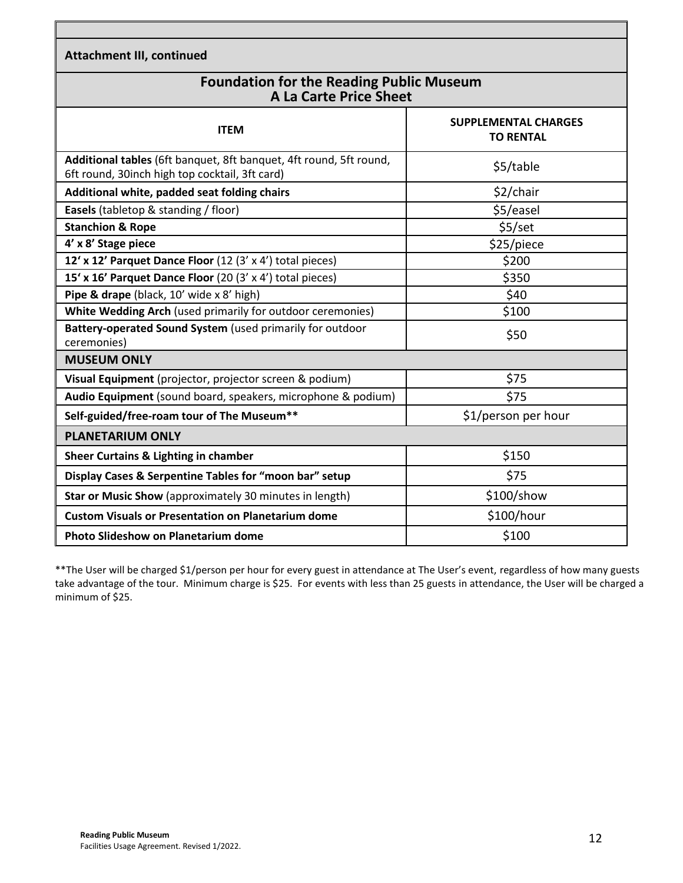**Attachment III, continued**

## Foundation for the Reading Public Museum
## A La Carte Price Sheet

| ITEM | SUPPLEMENTAL CHARGES TO RENTAL |
|---|---|
| **Additional tables** (6ft banquet, 8ft banquet, 4ft round, 5ft round, 6ft round, 30inch high top cocktail, 3ft card) | $5/table |
| **Additional white, padded seat folding chairs** | $2/chair |
| **Easels** (tabletop & standing / floor) | $5/easel |
| **Stanchion & Rope** | $5/set |
| **4' x 8' Stage piece** | $25/piece |
| **12' x 12' Parquet Dance Floor** (12 (3' x 4') total pieces) | $200 |
| **15' x 16' Parquet Dance Floor** (20 (3' x 4') total pieces) | $350 |
| **Pipe & drape** (black, 10' wide x 8' high) | $40 |
| **White Wedding Arch** (used primarily for outdoor ceremonies) | $100 |
| **Battery-operated Sound System** (used primarily for outdoor ceremonies) | $50 |
| **MUSEUM ONLY** | |
| **Visual Equipment** (projector, projector screen & podium) | $75 |
| **Audio Equipment** (sound board, speakers, microphone & podium) | $75 |
| **Self-guided/free-roam tour of The Museum**** | $1/person per hour |
| **PLANETARIUM ONLY** | |
| **Sheer Curtains & Lighting in chamber** | $150 |
| **Display Cases & Serpentine Tables for "moon bar" setup** | $75 |
| **Star or Music Show** (approximately 30 minutes in length) | $100/show |
| **Custom Visuals or Presentation on Planetarium dome** | $100/hour |
| **Photo Slideshow on Planetarium dome** | $100 |

**The User will be charged $1/person per hour for every guest in attendance at The User's event, regardless of how many guests take advantage of the tour. Minimum charge is $25. For events with less than 25 guests in attendance, the User will be charged a minimum of $25.

**Reading Public Museum**
Facilities Usage Agreement. Revised 1/2022.